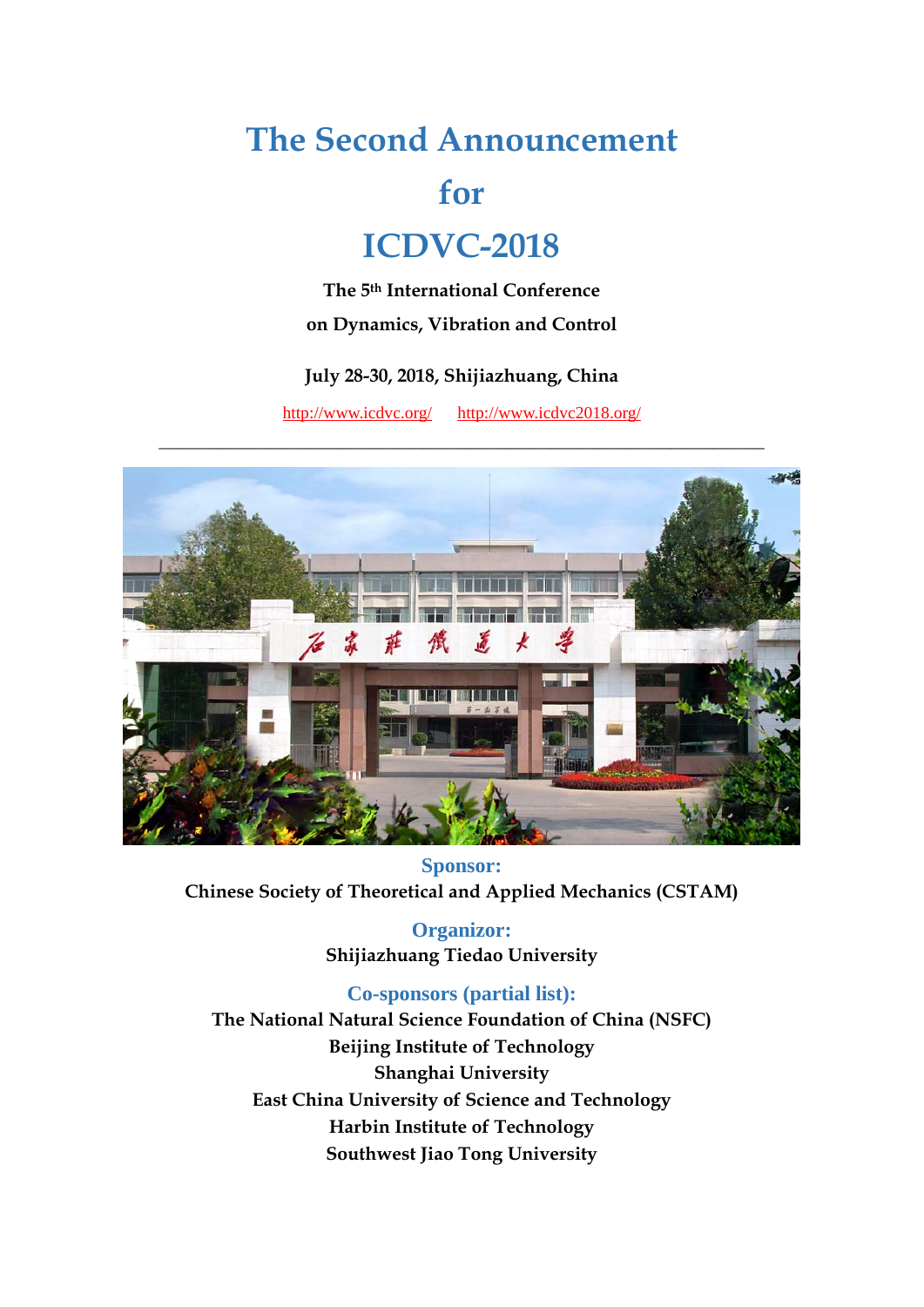# The Second Announcement

# for

# ICDVC-2018

**The 5th International Conference**

**on Dynamics, Vibration and Control**

**July 28-30, 2018, Shijiazhuang, China**

http://www.icdvc.org/  http://www.icdvc2018.org/

---

## Sponsor:

**Chinese Society of Theoretical and Applied Mechanics (CSTAM)**

## Organizor:

**Shijiazhuang Tiedao University**

## Co-sponsors (partial list):

**The National Natural Science Foundation of China (NSFC)**

**Beijing Institute of Technology**

**Shanghai University**

**East China University of Science and Technology**

**Harbin Institute of Technology**

**Southwest Jiao Tong University**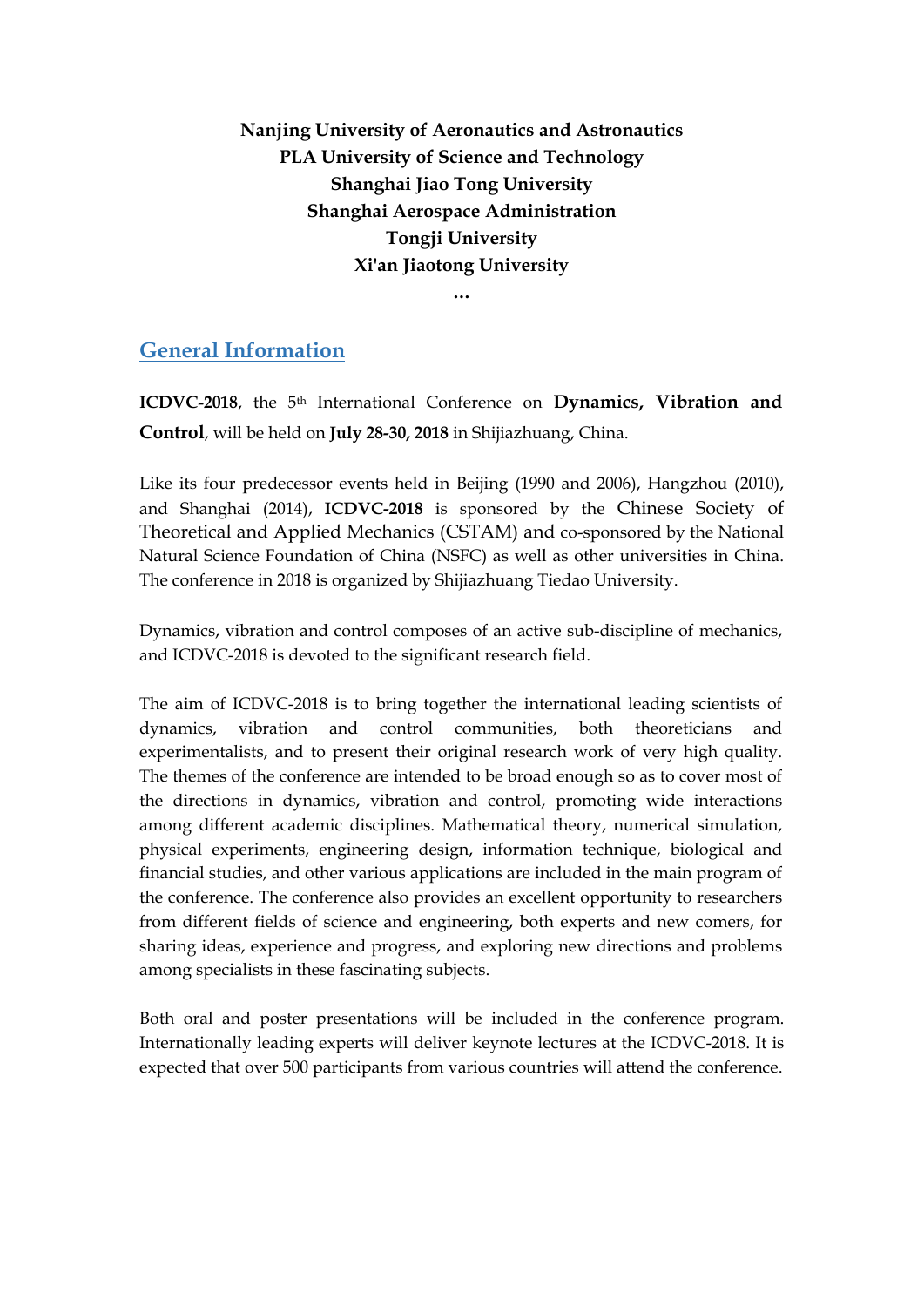**Nanjing University of Aeronautics and Astronautics**
**PLA University of Science and Technology**
**Shanghai Jiao Tong University**
**Shanghai Aerospace Administration**
**Tongji University**
**Xi'an Jiaotong University**

…

## General Information

**ICDVC-2018**, the 5th International Conference on **Dynamics, Vibration and Control**, will be held on **July 28-30, 2018** in Shijiazhuang, China.

Like its four predecessor events held in Beijing (1990 and 2006), Hangzhou (2010), and Shanghai (2014), **ICDVC-2018** is sponsored by the Chinese Society of Theoretical and Applied Mechanics (CSTAM) and co-sponsored by the National Natural Science Foundation of China (NSFC) as well as other universities in China. The conference in 2018 is organized by Shijiazhuang Tiedao University.

Dynamics, vibration and control composes of an active sub-discipline of mechanics, and ICDVC-2018 is devoted to the significant research field.

The aim of ICDVC-2018 is to bring together the international leading scientists of dynamics, vibration and control communities, both theoreticians and experimentalists, and to present their original research work of very high quality. The themes of the conference are intended to be broad enough so as to cover most of the directions in dynamics, vibration and control, promoting wide interactions among different academic disciplines. Mathematical theory, numerical simulation, physical experiments, engineering design, information technique, biological and financial studies, and other various applications are included in the main program of the conference. The conference also provides an excellent opportunity to researchers from different fields of science and engineering, both experts and new comers, for sharing ideas, experience and progress, and exploring new directions and problems among specialists in these fascinating subjects.

Both oral and poster presentations will be included in the conference program. Internationally leading experts will deliver keynote lectures at the ICDVC-2018. It is expected that over 500 participants from various countries will attend the conference.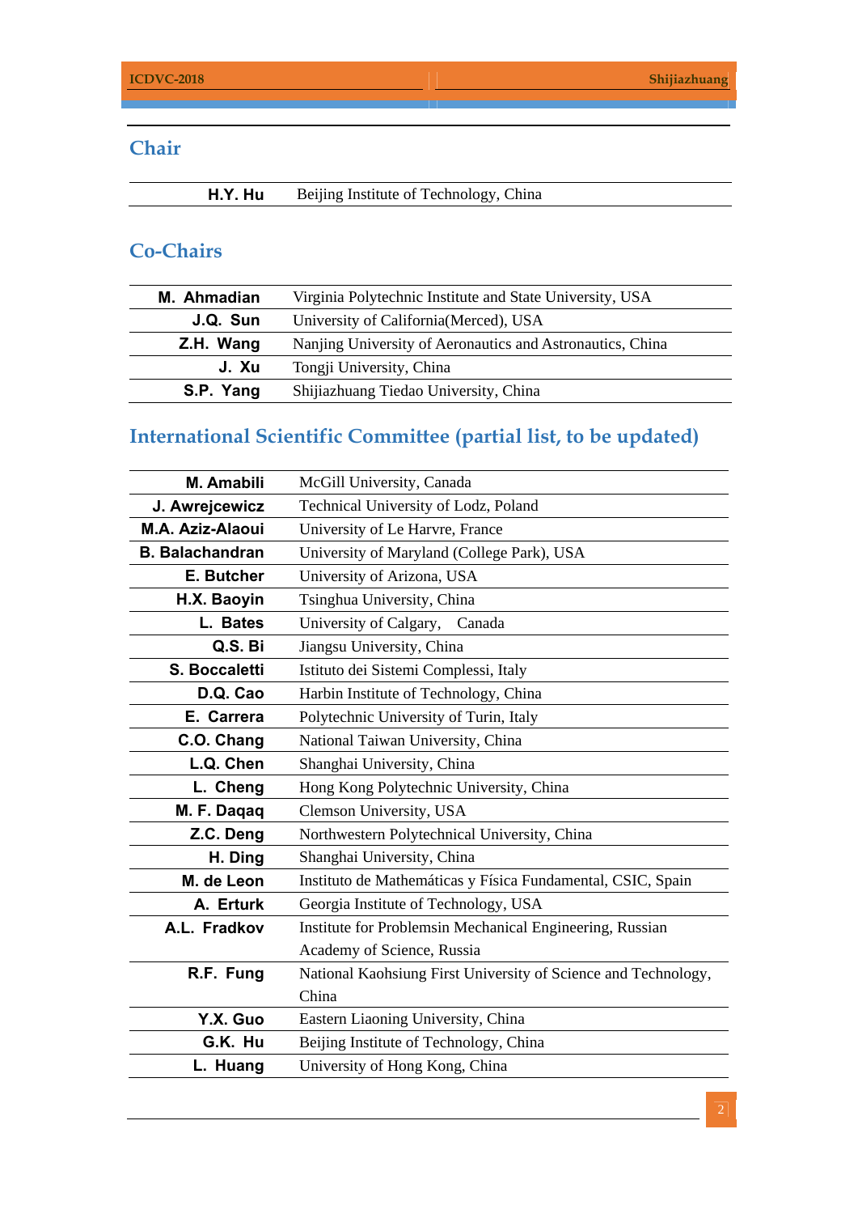## Chair

| | |
|---|---|
| **H.Y. Hu** | Beijing Institute of Technology, China |

## Co-Chairs

| | |
|---|---|
| **M. Ahmadian** | Virginia Polytechnic Institute and State University, USA |
| **J.Q. Sun** | University of California(Merced), USA |
| **Z.H. Wang** | Nanjing University of Aeronautics and Astronautics, China |
| **J. Xu** | Tongji University, China |
| **S.P. Yang** | Shijiazhuang Tiedao University, China |

## International Scientific Committee (partial list, to be updated)

| | |
|---|---|
| **M. Amabili** | McGill University, Canada |
| **J. Awrejcewicz** | Technical University of Lodz, Poland |
| **M.A. Aziz-Alaoui** | University of Le Harvre, France |
| **B. Balachandran** | University of Maryland (College Park), USA |
| **E. Butcher** | University of Arizona, USA |
| **H.X. Baoyin** | Tsinghua University, China |
| **L. Bates** | University of Calgary, Canada |
| **Q.S. Bi** | Jiangsu University, China |
| **S. Boccaletti** | Istituto dei Sistemi Complessi, Italy |
| **D.Q. Cao** | Harbin Institute of Technology, China |
| **E. Carrera** | Polytechnic University of Turin, Italy |
| **C.O. Chang** | National Taiwan University, China |
| **L.Q. Chen** | Shanghai University, China |
| **L. Cheng** | Hong Kong Polytechnic University, China |
| **M. F. Daqaq** | Clemson University, USA |
| **Z.C. Deng** | Northwestern Polytechnical University, China |
| **H. Ding** | Shanghai University, China |
| **M. de Leon** | Instituto de Matemáticas y Física Fundamental, CSIC, Spain |
| **A. Erturk** | Georgia Institute of Technology, USA |
| **A.L. Fradkov** | Institute for Problemsin Mechanical Engineering, Russian Academy of Science, Russia |
| **R.F. Fung** | National Kaohsiung First University of Science and Technology, China |
| **Y.X. Guo** | Eastern Liaoning University, China |
| **G.K. Hu** | Beijing Institute of Technology, China |
| **L. Huang** | University of Hong Kong, China |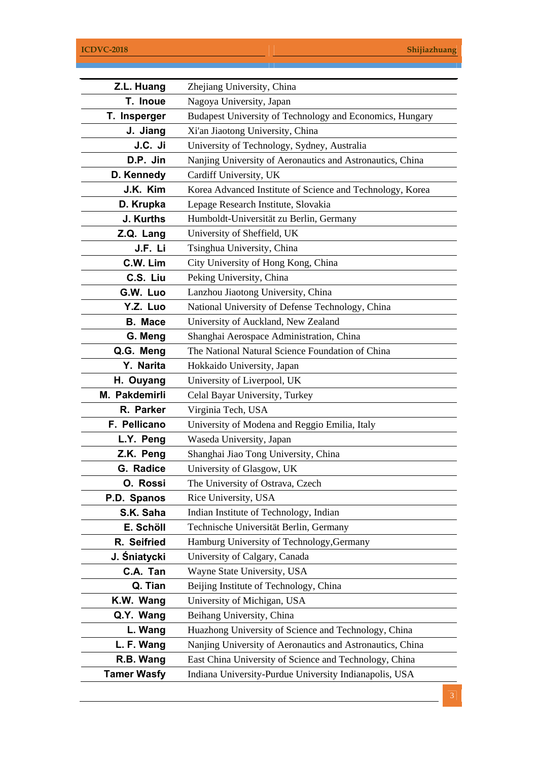| | |
|---|---|
| **Z.L. Huang** | Zhejiang University, China |
| **T. Inoue** | Nagoya University, Japan |
| **T. Insperger** | Budapest University of Technology and Economics, Hungary |
| **J. Jiang** | Xi'an Jiaotong University, China |
| **J.C. Ji** | University of Technology, Sydney, Australia |
| **D.P. Jin** | Nanjing University of Aeronautics and Astronautics, China |
| **D. Kennedy** | Cardiff University, UK |
| **J.K. Kim** | Korea Advanced Institute of Science and Technology, Korea |
| **D. Krupka** | Lepage Research Institute, Slovakia |
| **J. Kurths** | Humboldt-Universität zu Berlin, Germany |
| **Z.Q. Lang** | University of Sheffield, UK |
| **J.F. Li** | Tsinghua University, China |
| **C.W. Lim** | City University of Hong Kong, China |
| **C.S. Liu** | Peking University, China |
| **G.W. Luo** | Lanzhou Jiaotong University, China |
| **Y.Z. Luo** | National University of Defense Technology, China |
| **B. Mace** | University of Auckland, New Zealand |
| **G. Meng** | Shanghai Aerospace Administration, China |
| **Q.G. Meng** | The National Natural Science Foundation of China |
| **Y. Narita** | Hokkaido University, Japan |
| **H. Ouyang** | University of Liverpool, UK |
| **M. Pakdemirli** | Celal Bayar University, Turkey |
| **R. Parker** | Virginia Tech, USA |
| **F. Pellicano** | University of Modena and Reggio Emilia, Italy |
| **L.Y. Peng** | Waseda University, Japan |
| **Z.K. Peng** | Shanghai Jiao Tong University, China |
| **G. Radice** | University of Glasgow, UK |
| **O. Rossi** | The University of Ostrava, Czech |
| **P.D. Spanos** | Rice University, USA |
| **S.K. Saha** | Indian Institute of Technology, Indian |
| **E. Schöll** | Technische Universität Berlin, Germany |
| **R. Seifried** | Hamburg University of Technology,Germany |
| **J. Śniatycki** | University of Calgary, Canada |
| **C.A. Tan** | Wayne State University, USA |
| **Q. Tian** | Beijing Institute of Technology, China |
| **K.W. Wang** | University of Michigan, USA |
| **Q.Y. Wang** | Beihang University, China |
| **L. Wang** | Huazhong University of Science and Technology, China |
| **L. F. Wang** | Nanjing University of Aeronautics and Astronautics, China |
| **R.B. Wang** | East China University of Science and Technology, China |
| **Tamer Wasfy** | Indiana University-Purdue University Indianapolis, USA |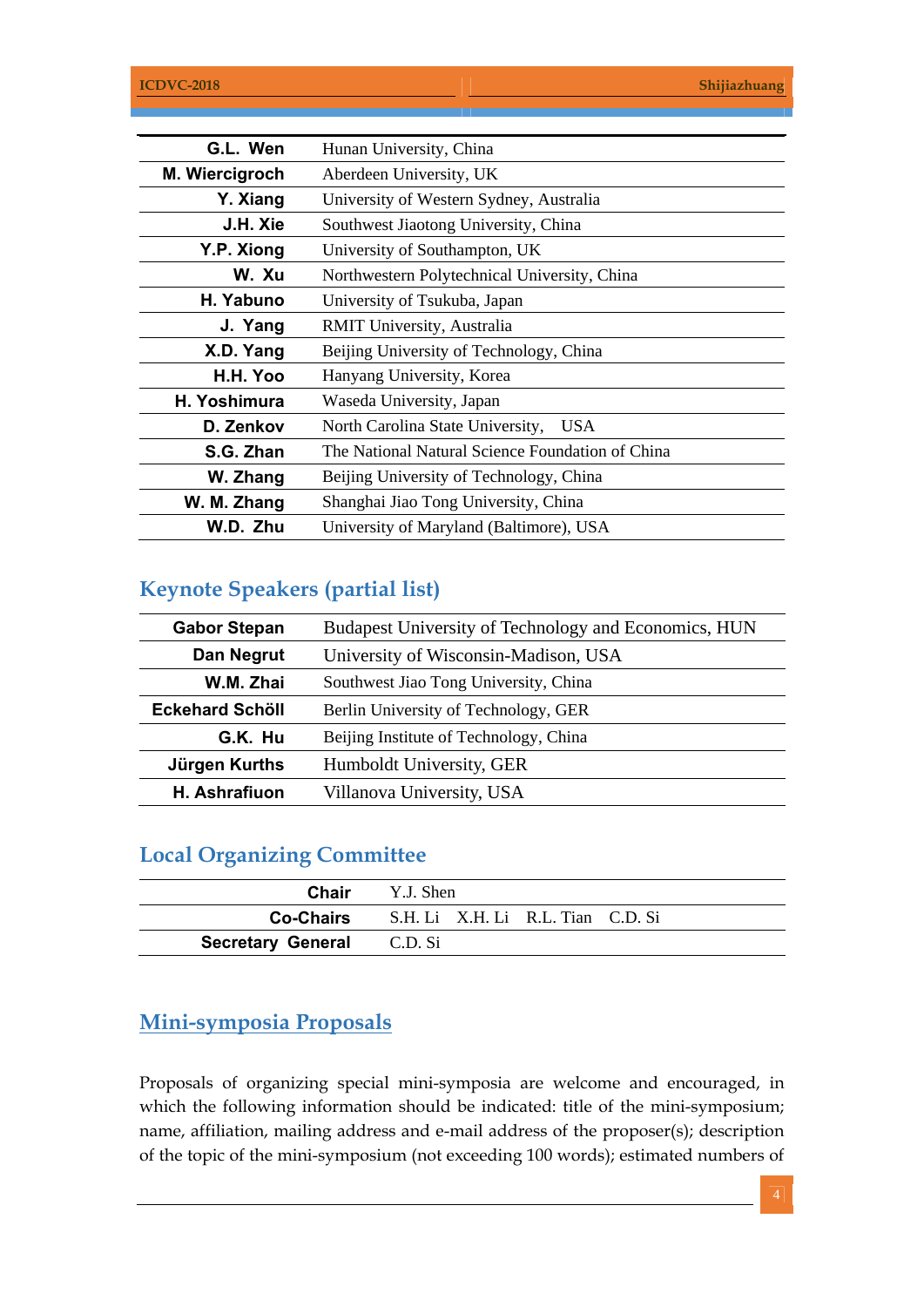| | |
|---|---|
| **G.L. Wen** | Hunan University, China |
| **M. Wiercigroch** | Aberdeen University, UK |
| **Y. Xiang** | University of Western Sydney, Australia |
| **J.H. Xie** | Southwest Jiaotong University, China |
| **Y.P. Xiong** | University of Southampton, UK |
| **W. Xu** | Northwestern Polytechnical University, China |
| **H. Yabuno** | University of Tsukuba, Japan |
| **J. Yang** | RMIT University, Australia |
| **X.D. Yang** | Beijing University of Technology, China |
| **H.H. Yoo** | Hanyang University, Korea |
| **H. Yoshimura** | Waseda University, Japan |
| **D. Zenkov** | North Carolina State University, USA |
| **S.G. Zhan** | The National Natural Science Foundation of China |
| **W. Zhang** | Beijing University of Technology, China |
| **W. M. Zhang** | Shanghai Jiao Tong University, China |
| **W.D. Zhu** | University of Maryland (Baltimore), USA |

## Keynote Speakers (partial list)

| | |
|---|---|
| **Gabor Stepan** | Budapest University of Technology and Economics, HUN |
| **Dan Negrut** | University of Wisconsin-Madison, USA |
| **W.M. Zhai** | Southwest Jiao Tong University, China |
| **Eckehard Schöll** | Berlin University of Technology, GER |
| **G.K. Hu** | Beijing Institute of Technology, China |
| **Jürgen Kurths** | Humboldt University, GER |
| **H. Ashrafiuon** | Villanova University, USA |

## Local Organizing Committee

| | |
|---|---|
| **Chair** | Y.J. Shen |
| **Co-Chairs** | S.H. Li X.H. Li R.L. Tian C.D. Si |
| **Secretary General** | C.D. Si |

## Mini-symposia Proposals

Proposals of organizing special mini-symposia are welcome and encouraged, in which the following information should be indicated: title of the mini-symposium; name, affiliation, mailing address and e-mail address of the proposer(s); description of the topic of the mini-symposium (not exceeding 100 words); estimated numbers of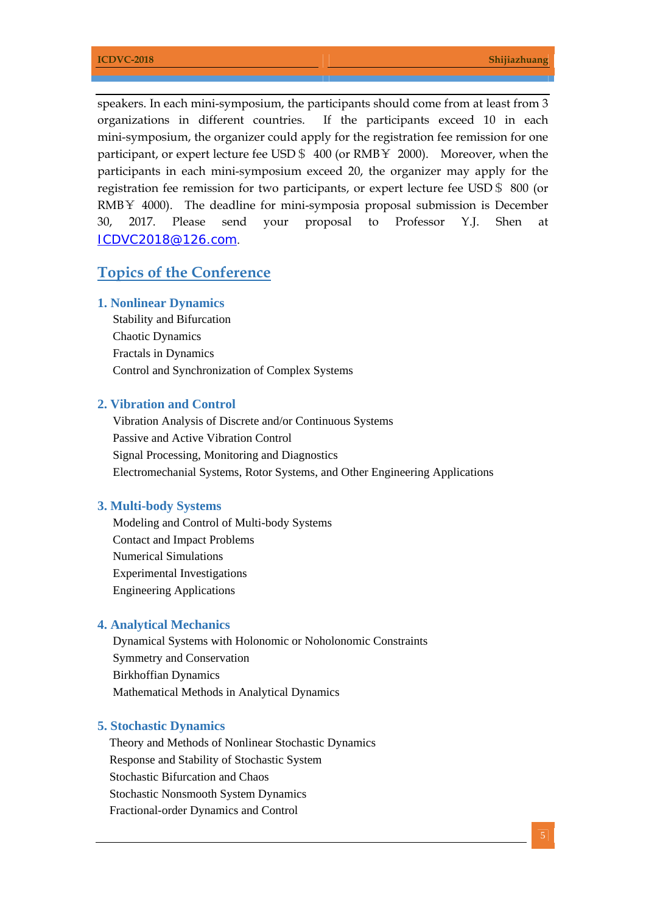speakers. In each mini-symposium, the participants should come from at least from 3 organizations in different countries. If the participants exceed 10 in each mini-symposium, the organizer could apply for the registration fee remission for one participant, or expert lecture fee USD＄ 400 (or RMB￥ 2000). Moreover, when the participants in each mini-symposium exceed 20, the organizer may apply for the registration fee remission for two participants, or expert lecture fee USD＄ 800 (or RMB￥ 4000). The deadline for mini-symposia proposal submission is December 30, 2017. Please send your proposal to Professor Y.J. Shen at ICDVC2018@126.com.

## Topics of the Conference

### 1. Nonlinear Dynamics

Stability and Bifurcation
Chaotic Dynamics
Fractals in Dynamics
Control and Synchronization of Complex Systems

### 2. Vibration and Control

Vibration Analysis of Discrete and/or Continuous Systems
Passive and Active Vibration Control
Signal Processing, Monitoring and Diagnostics
Electromechanial Systems, Rotor Systems, and Other Engineering Applications

### 3. Multi-body Systems

Modeling and Control of Multi-body Systems
Contact and Impact Problems
Numerical Simulations
Experimental Investigations
Engineering Applications

### 4. Analytical Mechanics

Dynamical Systems with Holonomic or Noholonomic Constraints
Symmetry and Conservation
Birkhoffian Dynamics
Mathematical Methods in Analytical Dynamics

### 5. Stochastic Dynamics

Theory and Methods of Nonlinear Stochastic Dynamics
Response and Stability of Stochastic System
Stochastic Bifurcation and Chaos
Stochastic Nonsmooth System Dynamics
Fractional-order Dynamics and Control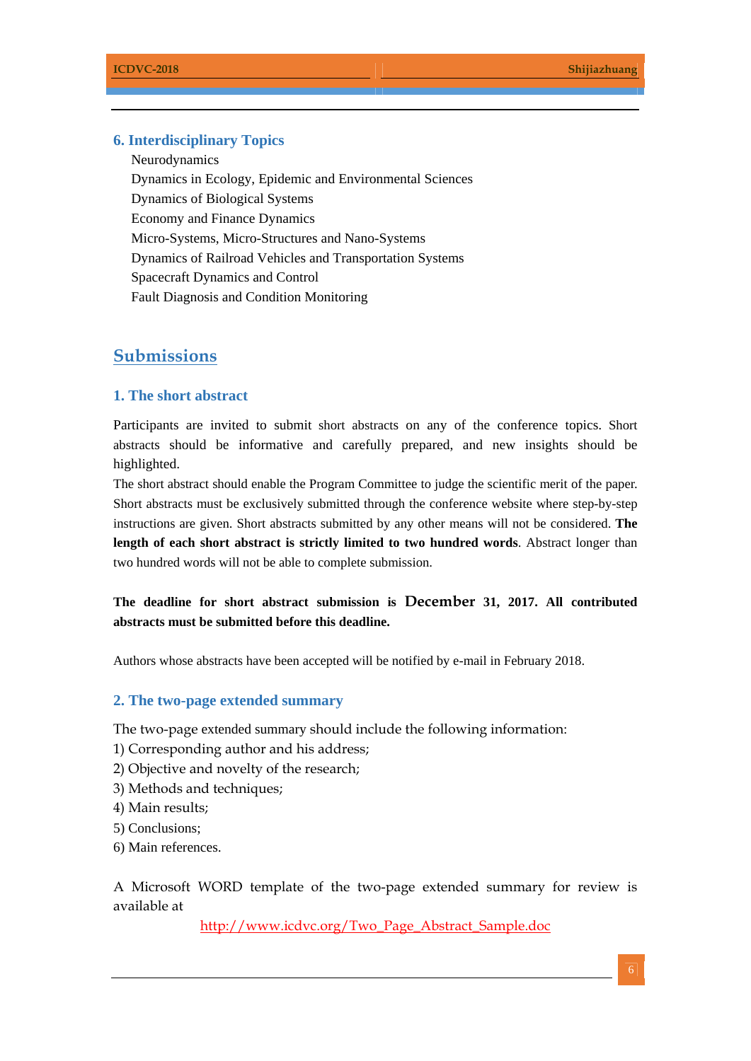### 6. Interdisciplinary Topics

Neurodynamics
Dynamics in Ecology, Epidemic and Environmental Sciences
Dynamics of Biological Systems
Economy and Finance Dynamics
Micro-Systems, Micro-Structures and Nano-Systems
Dynamics of Railroad Vehicles and Transportation Systems
Spacecraft Dynamics and Control
Fault Diagnosis and Condition Monitoring

## Submissions

### 1. The short abstract

Participants are invited to submit short abstracts on any of the conference topics. Short abstracts should be informative and carefully prepared, and new insights should be highlighted.

The short abstract should enable the Program Committee to judge the scientific merit of the paper. Short abstracts must be exclusively submitted through the conference website where step-by-step instructions are given. Short abstracts submitted by any other means will not be considered. **The length of each short abstract is strictly limited to two hundred words**. Abstract longer than two hundred words will not be able to complete submission.

**The deadline for short abstract submission is December 31, 2017. All contributed abstracts must be submitted before this deadline.**

Authors whose abstracts have been accepted will be notified by e-mail in February 2018.

### 2. The two-page extended summary

The two-page extended summary should include the following information:

1) Corresponding author and his address;
2) Objective and novelty of the research;
3) Methods and techniques;
4) Main results;
5) Conclusions;
6) Main references.

A Microsoft WORD template of the two-page extended summary for review is available at

http://www.icdvc.org/Two_Page_Abstract_Sample.doc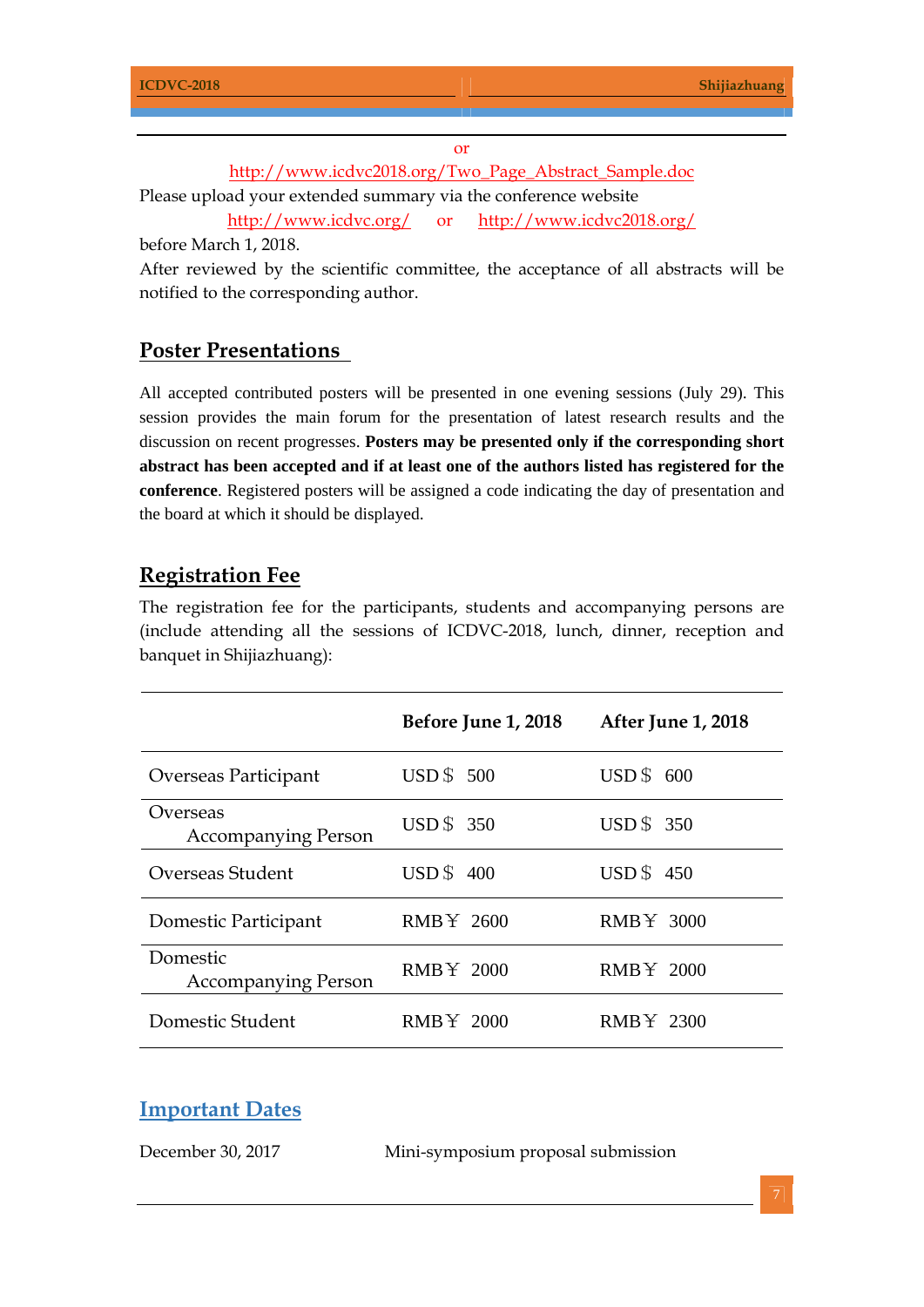or

http://www.icdvc2018.org/Two_Page_Abstract_Sample.doc

Please upload your extended summary via the conference website

http://www.icdvc.org/ or http://www.icdvc2018.org/

before March 1, 2018.

After reviewed by the scientific committee, the acceptance of all abstracts will be notified to the corresponding author.

## Poster Presentations

All accepted contributed posters will be presented in one evening sessions (July 29). This session provides the main forum for the presentation of latest research results and the discussion on recent progresses. **Posters may be presented only if the corresponding short abstract has been accepted and if at least one of the authors listed has registered for the conference**. Registered posters will be assigned a code indicating the day of presentation and the board at which it should be displayed.

## Registration Fee

The registration fee for the participants, students and accompanying persons are (include attending all the sessions of ICDVC-2018, lunch, dinner, reception and banquet in Shijiazhuang):

| | **Before June 1, 2018** | **After June 1, 2018** |
|---|---|---|
| Overseas Participant | USD＄ 500 | USD＄ 600 |
| Overseas Accompanying Person | USD＄ 350 | USD＄ 350 |
| Overseas Student | USD＄ 400 | USD＄ 450 |
| Domestic Participant | RMB￥ 2600 | RMB￥ 3000 |
| Domestic Accompanying Person | RMB￥ 2000 | RMB￥ 2000 |
| Domestic Student | RMB￥ 2000 | RMB￥ 2300 |

## Important Dates

December 30, 2017 Mini-symposium proposal submission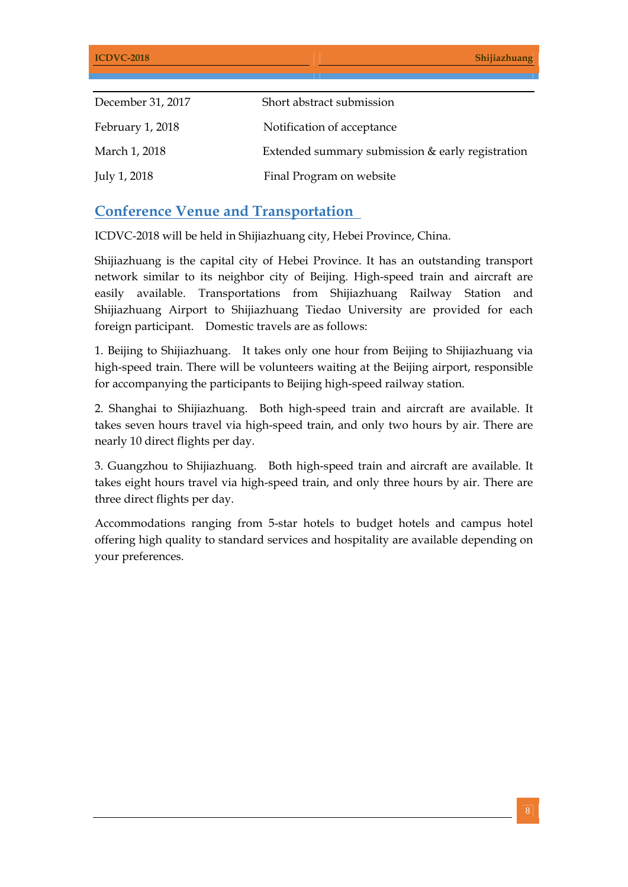| | |
|---|---|
| December 31, 2017 | Short abstract submission |
| February 1, 2018 | Notification of acceptance |
| March 1, 2018 | Extended summary submission & early registration |
| July 1, 2018 | Final Program on website |

## Conference Venue and Transportation

ICDVC-2018 will be held in Shijiazhuang city, Hebei Province, China.

Shijiazhuang is the capital city of Hebei Province. It has an outstanding transport network similar to its neighbor city of Beijing. High-speed train and aircraft are easily available. Transportations from Shijiazhuang Railway Station and Shijiazhuang Airport to Shijiazhuang Tiedao University are provided for each foreign participant. Domestic travels are as follows:

1. Beijing to Shijiazhuang. It takes only one hour from Beijing to Shijiazhuang via high-speed train. There will be volunteers waiting at the Beijing airport, responsible for accompanying the participants to Beijing high-speed railway station.

2. Shanghai to Shijiazhuang. Both high-speed train and aircraft are available. It takes seven hours travel via high-speed train, and only two hours by air. There are nearly 10 direct flights per day.

3. Guangzhou to Shijiazhuang. Both high-speed train and aircraft are available. It takes eight hours travel via high-speed train, and only three hours by air. There are three direct flights per day.

Accommodations ranging from 5-star hotels to budget hotels and campus hotel offering high quality to standard services and hospitality are available depending on your preferences.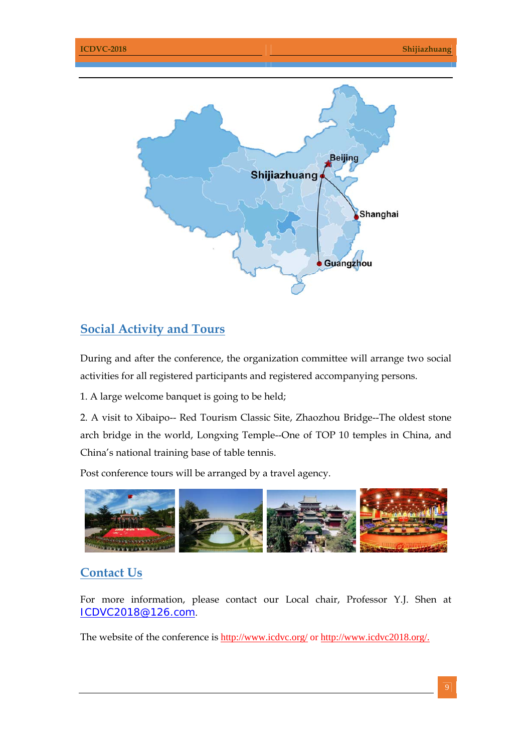Beijing

Shijiazhuang

Shanghai

Guangzhou

## Social Activity and Tours

During and after the conference, the organization committee will arrange two social activities for all registered participants and registered accompanying persons.

1. A large welcome banquet is going to be held;

2. A visit to Xibaipo-- Red Tourism Classic Site, Zhaozhou Bridge--The oldest stone arch bridge in the world, Longxing Temple--One of TOP 10 temples in China, and China's national training base of table tennis.

Post conference tours will be arranged by a travel agency.

## Contact Us

For more information, please contact our Local chair, Professor Y.J. Shen at ICDVC2018@126.com.

The website of the conference is http://www.icdvc.org/ or http://www.icdvc2018.org/.